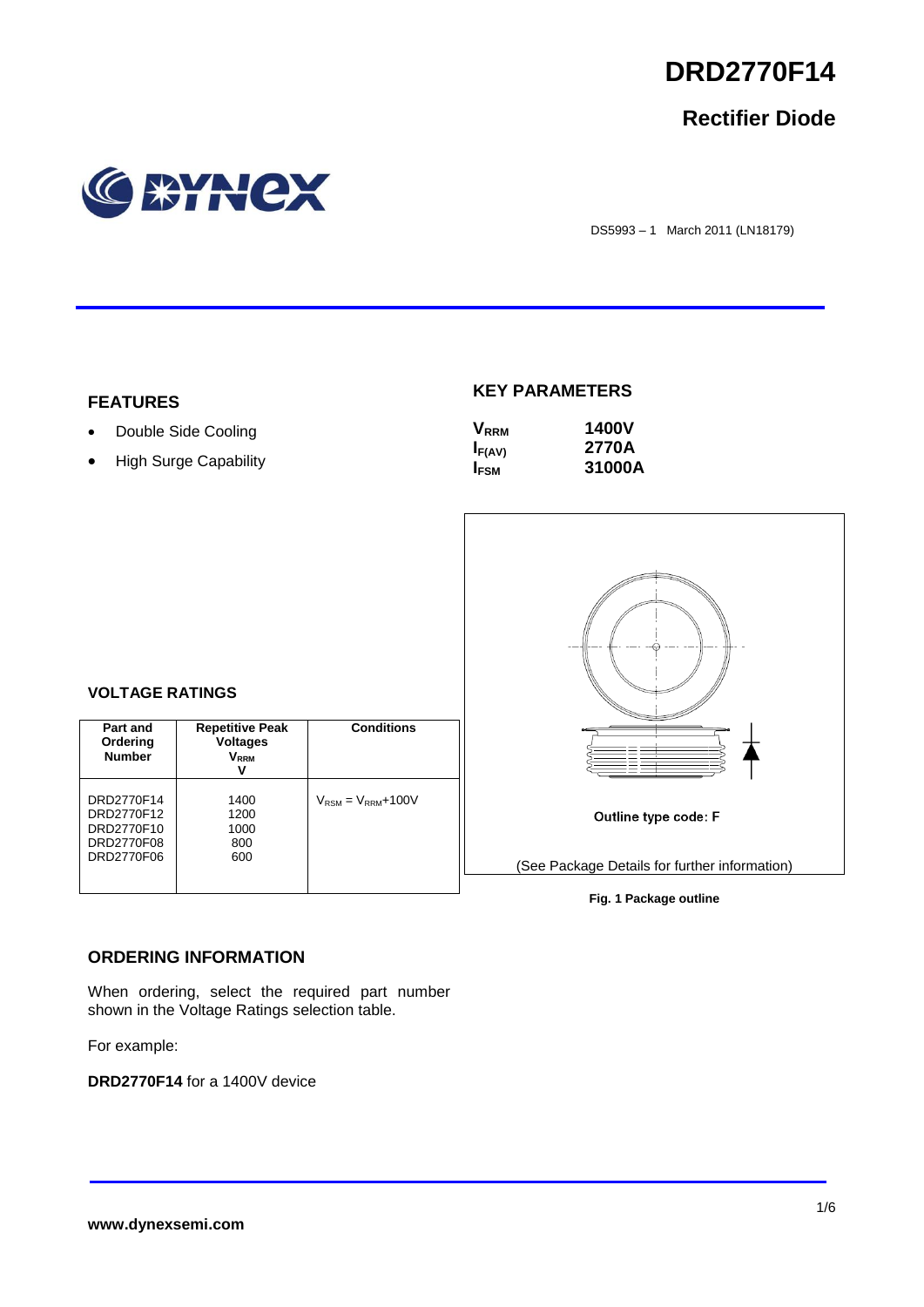# DRD2770F14

## Rectifier Diode

DS5993 – 1 March 2011 (LN18179)

### FEATURES

- Double Side Cooling
- High Surge Capability

### KEY PARAMETERS

| | |
|---|---|
| $V_{RRM}$ | **1400V** |
| $I_{F(AV)}$ | **2770A** |
| $I_{FSM}$ | **31000A** |

### VOLTAGE RATINGS

| Part and Ordering Number | Repetitive Peak Voltages $V_{RRM}$ V | Conditions |
|---|---|---|
| DRD2770F14<br>DRD2770F12<br>DRD2770F10<br>DRD2770F08<br>DRD2770F06 | 1400<br>1200<br>1000<br>800<br>600 | $V_{RSM} = V_{RRM}$+100V |

Outline type code: F

(See Package Details for further information)

**Fig. 1 Package outline**

### ORDERING INFORMATION

When ordering, select the required part number shown in the Voltage Ratings selection table.

For example:

**DRD2770F14** for a 1400V device

**www.dynexsemi.com**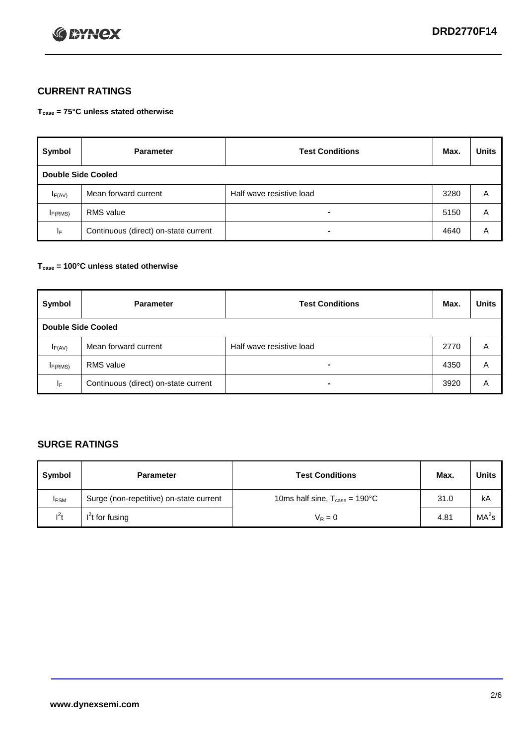## CURRENT RATINGS

**$T_{case}$ = 75°C unless stated otherwise**

| Symbol | Parameter | Test Conditions | Max. | Units |
|---|---|---|---|---|
| **Double Side Cooled** | | | | |
| $I_{F(AV)}$ | Mean forward current | Half wave resistive load | 3280 | A |
| $I_{F(RMS)}$ | RMS value | - | 5150 | A |
| $I_F$ | Continuous (direct) on-state current | - | 4640 | A |

**$T_{case}$ = 100°C unless stated otherwise**

| Symbol | Parameter | Test Conditions | Max. | Units |
|---|---|---|---|---|
| **Double Side Cooled** | | | | |
| $I_{F(AV)}$ | Mean forward current | Half wave resistive load | 2770 | A |
| $I_{F(RMS)}$ | RMS value | - | 4350 | A |
| $I_F$ | Continuous (direct) on-state current | - | 3920 | A |

## SURGE RATINGS

| Symbol | Parameter | Test Conditions | Max. | Units |
|---|---|---|---|---|
| $I_{FSM}$ | Surge (non-repetitive) on-state current | 10ms half sine, $T_{case}$ = 190°C | 31.0 | kA |
| $I^2t$ | $I^2t$ for fusing | $V_R = 0$ | 4.81 | $MA^2s$ |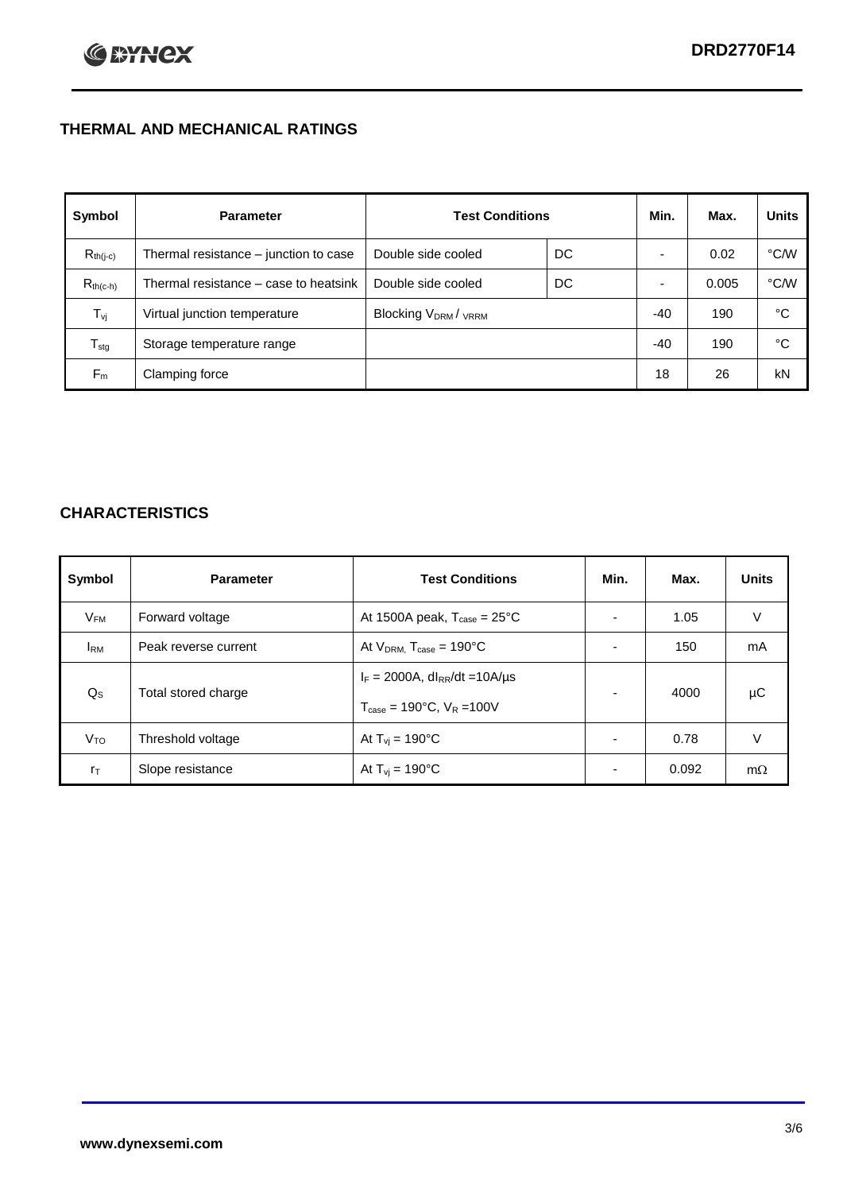## THERMAL AND MECHANICAL RATINGS

| Symbol | Parameter | Test Conditions | | Min. | Max. | Units |
|---|---|---|---|---|---|---|
| $R_{th(j-c)}$ | Thermal resistance – junction to case | Double side cooled | DC | - | 0.02 | °C/W |
| $R_{th(c-h)}$ | Thermal resistance – case to heatsink | Double side cooled | DC | - | 0.005 | °C/W |
| $T_{vj}$ | Virtual junction temperature | Blocking $V_{DRM}$ / $V_{RRM}$ | | -40 | 190 | °C |
| $T_{stg}$ | Storage temperature range | | | -40 | 190 | °C |
| $F_m$ | Clamping force | | | 18 | 26 | kN |

## CHARACTERISTICS

| Symbol | Parameter | Test Conditions | Min. | Max. | Units |
|---|---|---|---|---|---|
| $V_{FM}$ | Forward voltage | At 1500A peak, $T_{case}$ = 25°C | - | 1.05 | V |
| $I_{RM}$ | Peak reverse current | At $V_{DRM}$, $T_{case}$ = 190°C | - | 150 | mA |
| $Q_S$ | Total stored charge | $I_F$ = 2000A, $dI_{RR}/dt$ =10A/µs<br>$T_{case}$ = 190°C, $V_R$ =100V | - | 4000 | µC |
| $V_{TO}$ | Threshold voltage | At $T_{vj}$ = 190°C | - | 0.78 | V |
| $r_T$ | Slope resistance | At $T_{vj}$ = 190°C | - | 0.092 | mΩ |

**www.dynexsemi.com**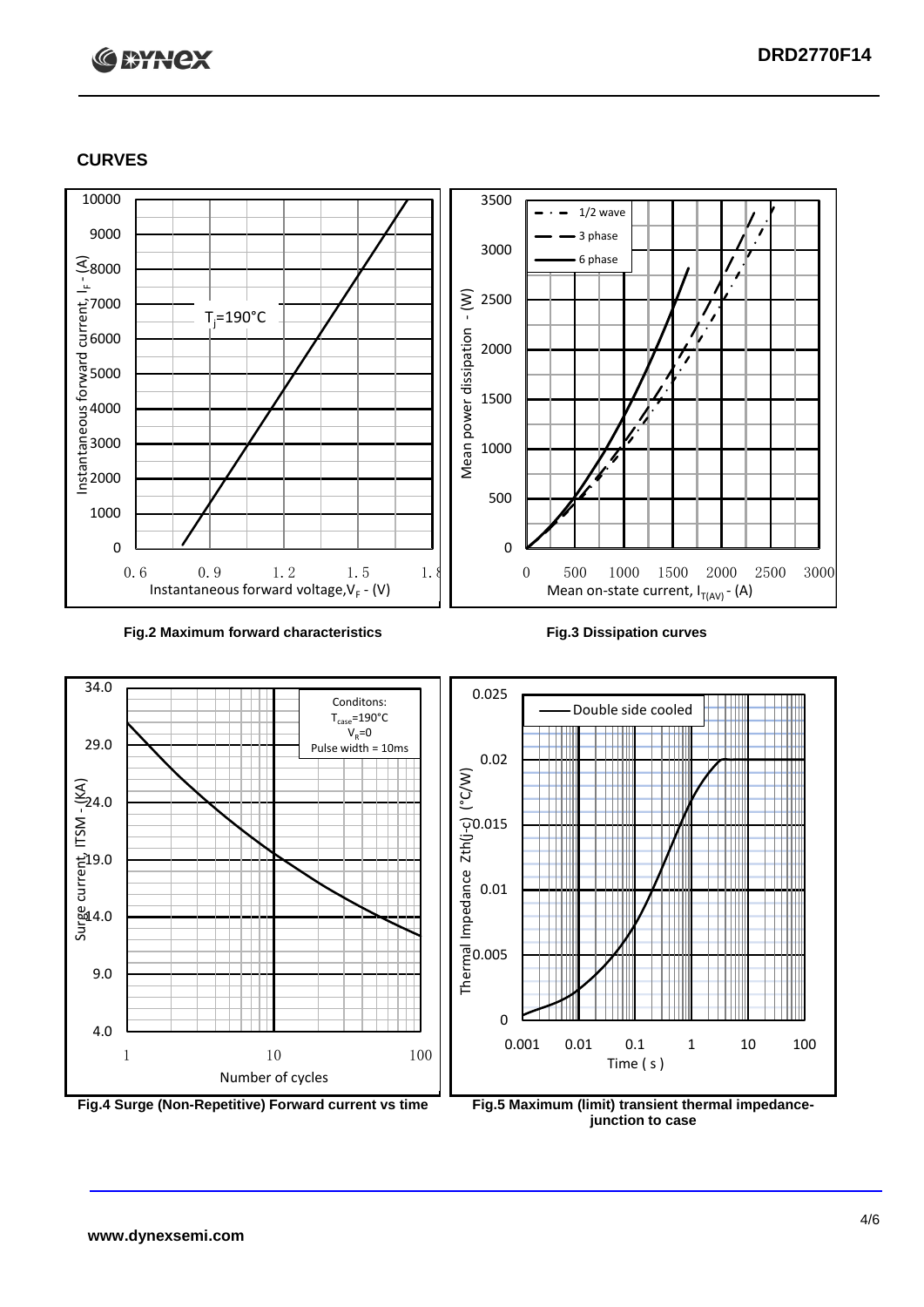## CURVES

Fig.2 Maximum forward characteristics

Fig.3 Dissipation curves

Fig.4 Surge (Non-Repetitive) Forward current vs time

Fig.5 Maximum (limit) transient thermal impedance-junction to case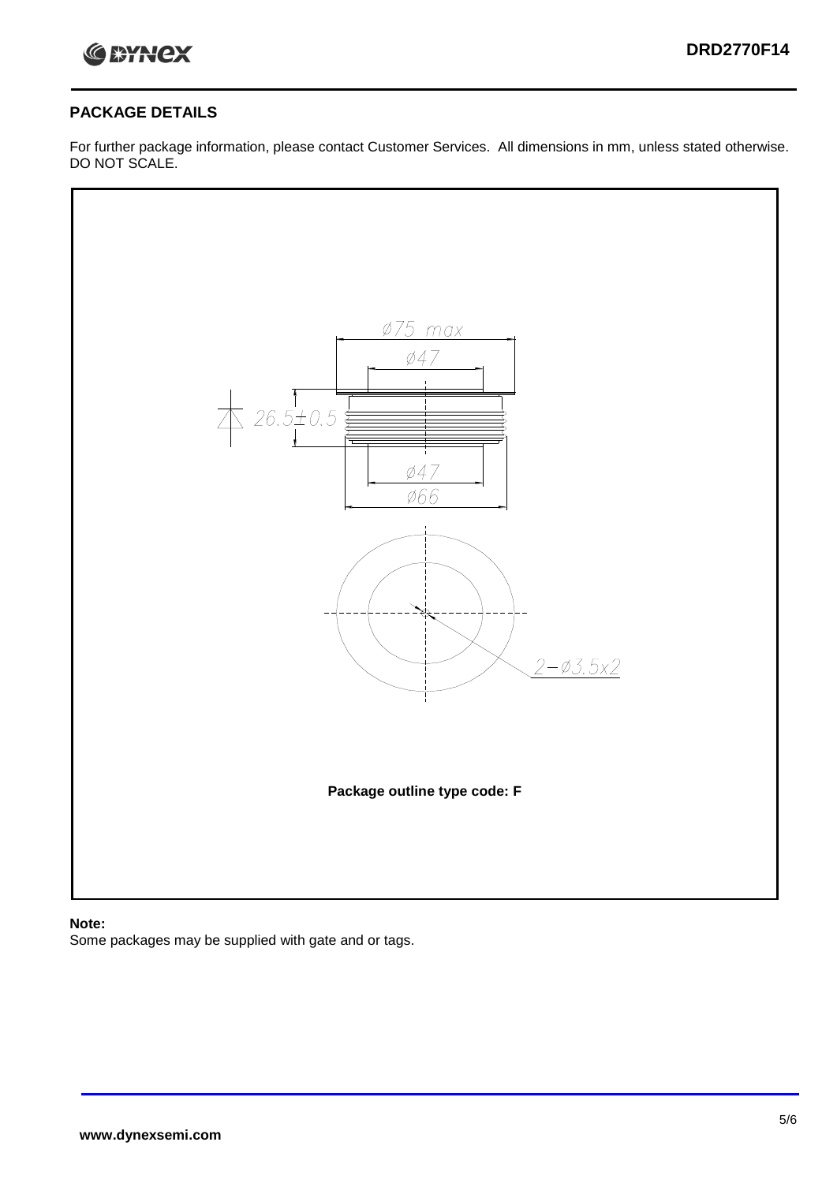## PACKAGE DETAILS

For further package information, please contact Customer Services. All dimensions in mm, unless stated otherwise. DO NOT SCALE.

Ø75 max

Ø47

26.5±0.5

Ø47

Ø66

2–Ø3.5x2

**Package outline type code: F**

**Note:**

Some packages may be supplied with gate and or tags.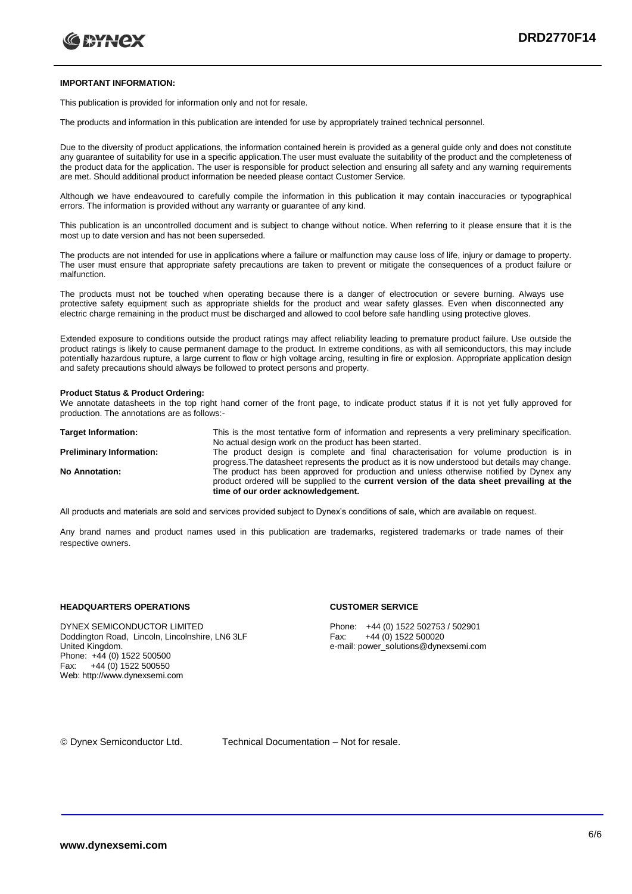**IMPORTANT INFORMATION:**

This publication is provided for information only and not for resale.

The products and information in this publication are intended for use by appropriately trained technical personnel.

Due to the diversity of product applications, the information contained herein is provided as a general guide only and does not constitute any guarantee of suitability for use in a specific application.The user must evaluate the suitability of the product and the completeness of the product data for the application. The user is responsible for product selection and ensuring all safety and any warning requirements are met. Should additional product information be needed please contact Customer Service.

Although we have endeavoured to carefully compile the information in this publication it may contain inaccuracies or typographical errors. The information is provided without any warranty or guarantee of any kind.

This publication is an uncontrolled document and is subject to change without notice. When referring to it please ensure that it is the most up to date version and has not been superseded.

The products are not intended for use in applications where a failure or malfunction may cause loss of life, injury or damage to property. The user must ensure that appropriate safety precautions are taken to prevent or mitigate the consequences of a product failure or malfunction.

The products must not be touched when operating because there is a danger of electrocution or severe burning. Always use protective safety equipment such as appropriate shields for the product and wear safety glasses. Even when disconnected any electric charge remaining in the product must be discharged and allowed to cool before safe handling using protective gloves.

Extended exposure to conditions outside the product ratings may affect reliability leading to premature product failure. Use outside the product ratings is likely to cause permanent damage to the product. In extreme conditions, as with all semiconductors, this may include potentially hazardous rupture, a large current to flow or high voltage arcing, resulting in fire or explosion. Appropriate application design and safety precautions should always be followed to protect persons and property.

**Product Status & Product Ordering:**

We annotate datasheets in the top right hand corner of the front page, to indicate product status if it is not yet fully approved for production. The annotations are as follows:-

| | |
|---|---|
| **Target Information:** | This is the most tentative form of information and represents a very preliminary specification. No actual design work on the product has been started. |
| **Preliminary Information:** | The product design is complete and final characterisation for volume production is in progress.The datasheet represents the product as it is now understood but details may change. |
| **No Annotation:** | The product has been approved for production and unless otherwise notified by Dynex any product ordered will be supplied to the **current version of the data sheet prevailing at the time of our order acknowledgement.** |

All products and materials are sold and services provided subject to Dynex's conditions of sale, which are available on request.

Any brand names and product names used in this publication are trademarks, registered trademarks or trade names of their respective owners.

**HEADQUARTERS OPERATIONS**

DYNEX SEMICONDUCTOR LIMITED
Doddington Road, Lincoln, Lincolnshire, LN6 3LF
United Kingdom.
Phone: +44 (0) 1522 500500
Fax: +44 (0) 1522 500550
Web: http://www.dynexsemi.com

**CUSTOMER SERVICE**

Phone: +44 (0) 1522 502753 / 502901
Fax: +44 (0) 1522 500020
e-mail: power_solutions@dynexsemi.com

© Dynex Semiconductor Ltd. Technical Documentation – Not for resale.